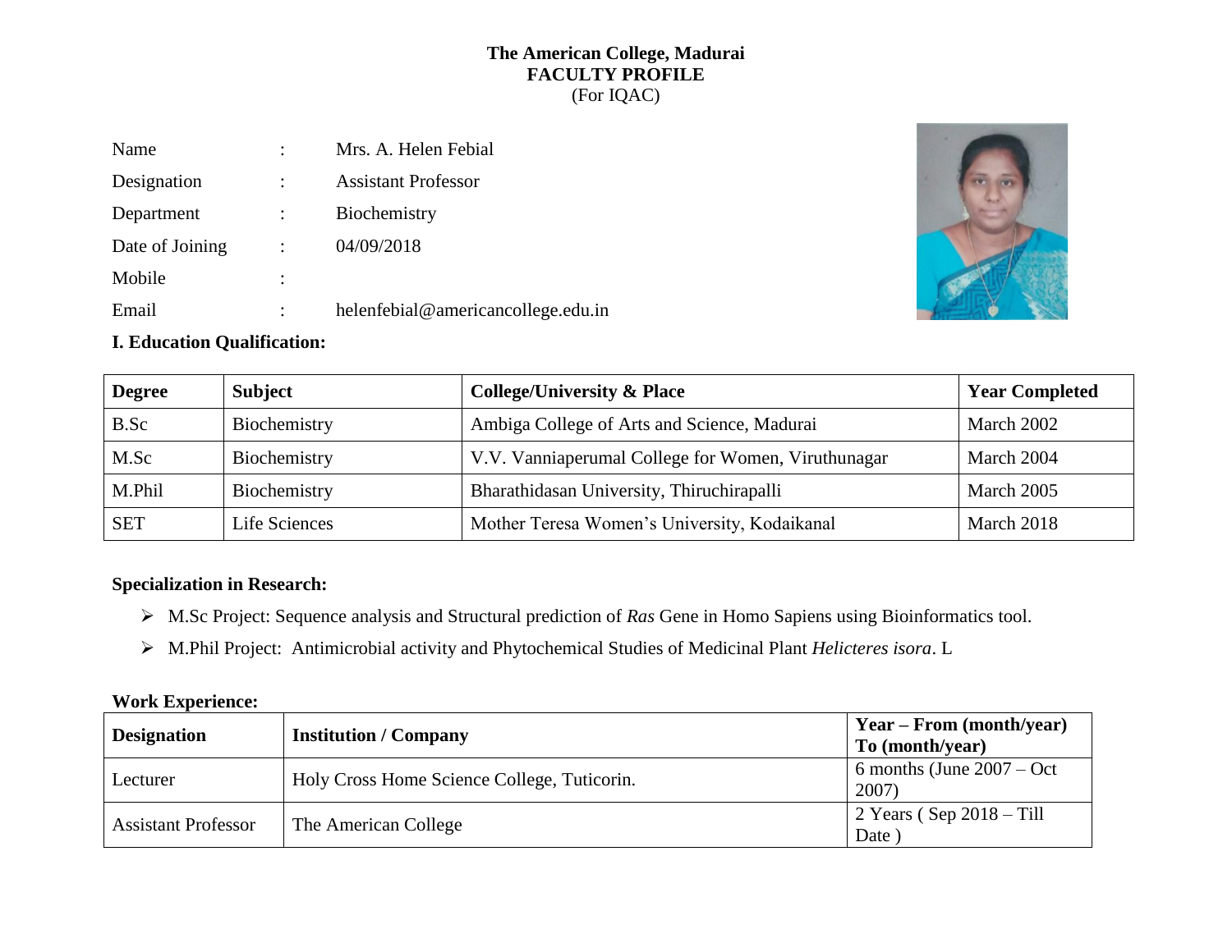**The American College, Madurai**
**FACULTY PROFILE**
(For IQAC)

| | | |
|---|---|---|
| Name | : | Mrs. A. Helen Febial |
| Designation | : | Assistant Professor |
| Department | : | Biochemistry |
| Date of Joining | : | 04/09/2018 |
| Mobile | : | |
| Email | : | helenfebial@americancollege.edu.in |

## I. Education Qualification:

| Degree | Subject | College/University & Place | Year Completed |
|---|---|---|---|
| B.Sc | Biochemistry | Ambiga College of Arts and Science, Madurai | March 2002 |
| M.Sc | Biochemistry | V.V. Vanniaperumal College for Women, Viruthunagar | March 2004 |
| M.Phil | Biochemistry | Bharathidasan University, Thiruchirapalli | March 2005 |
| SET | Life Sciences | Mother Teresa Women's University, Kodaikanal | March 2018 |

## Specialization in Research:

- M.Sc Project: Sequence analysis and Structural prediction of *Ras* Gene in Homo Sapiens using Bioinformatics tool.
- M.Phil Project: Antimicrobial activity and Phytochemical Studies of Medicinal Plant *Helicteres isora*. L

## Work Experience:

| Designation | Institution / Company | Year – From (month/year) To (month/year) |
|---|---|---|
| Lecturer | Holy Cross Home Science College, Tuticorin. | 6 months (June 2007 – Oct 2007) |
| Assistant Professor | The American College | 2 Years ( Sep 2018 – Till Date ) |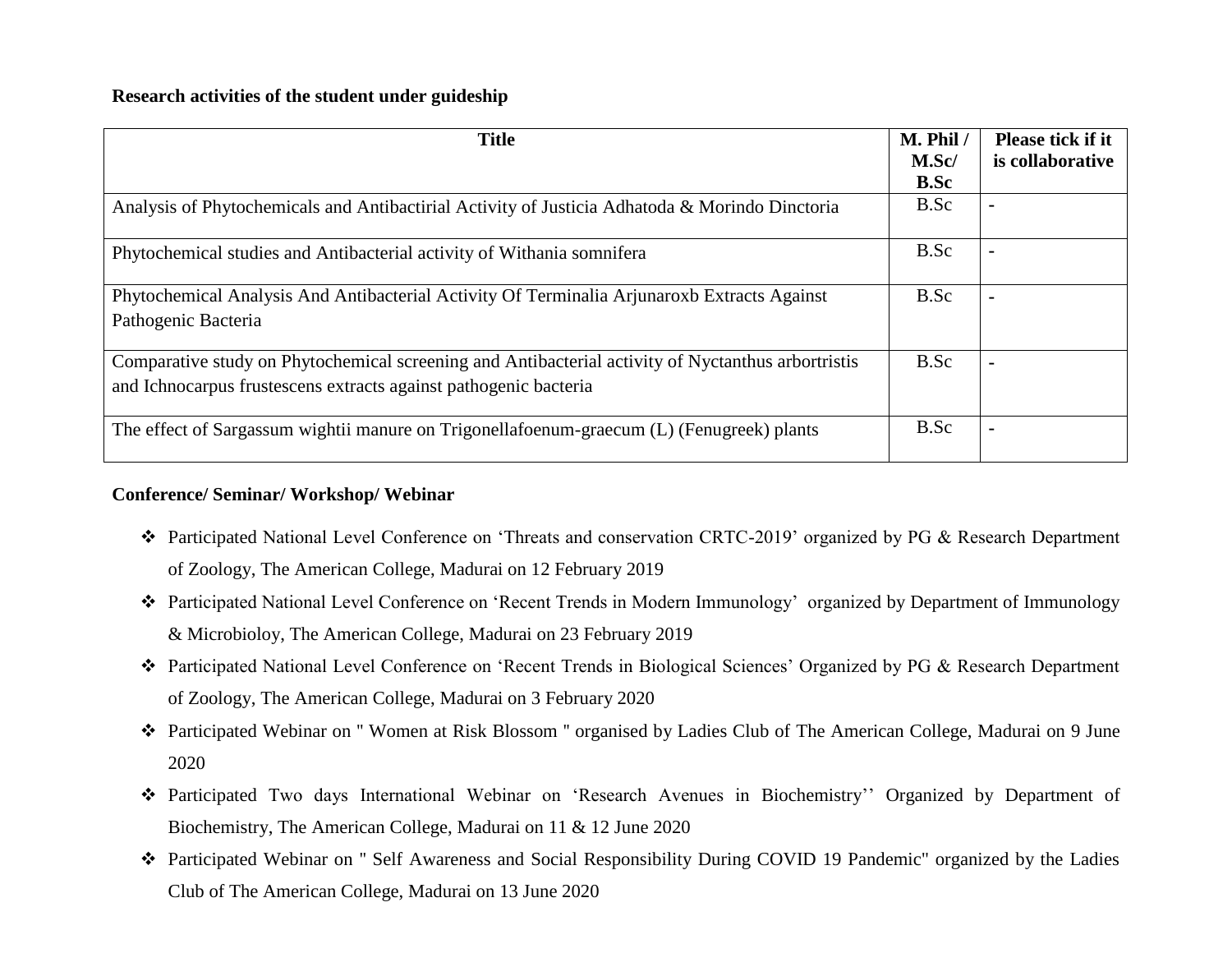**Research activities of the student under guideship**

| Title | M. Phil / M.Sc/ B.Sc | Please tick if it is collaborative |
|---|---|---|
| Analysis of Phytochemicals and Antibactirial Activity of Justicia Adhatoda & Morindo Dinctoria | B.Sc | - |
| Phytochemical studies and Antibacterial activity of Withania somnifera | B.Sc | - |
| Phytochemical Analysis And Antibacterial Activity Of Terminalia Arjunaroxb Extracts Against Pathogenic Bacteria | B.Sc | - |
| Comparative study on Phytochemical screening and Antibacterial activity of Nyctanthus arbortristis and Ichnocarpus frustescens extracts against pathogenic bacteria | B.Sc | - |
| The effect of Sargassum wightii manure on Trigonellafoenum-graecum (L) (Fenugreek) plants | B.Sc | - |

**Conference/ Seminar/ Workshop/ Webinar**

- Participated National Level Conference on 'Threats and conservation CRTC-2019' organized by PG & Research Department of Zoology, The American College, Madurai on 12 February 2019
- Participated National Level Conference on 'Recent Trends in Modern Immunology' organized by Department of Immunology & Microbioloy, The American College, Madurai on 23 February 2019
- Participated National Level Conference on 'Recent Trends in Biological Sciences' Organized by PG & Research Department of Zoology, The American College, Madurai on 3 February 2020
- Participated Webinar on " Women at Risk Blossom " organised by Ladies Club of The American College, Madurai on 9 June 2020
- Participated Two days International Webinar on 'Research Avenues in Biochemistry'' Organized by Department of Biochemistry, The American College, Madurai on 11 & 12 June 2020
- Participated Webinar on " Self Awareness and Social Responsibility During COVID 19 Pandemic" organized by the Ladies Club of The American College, Madurai on 13 June 2020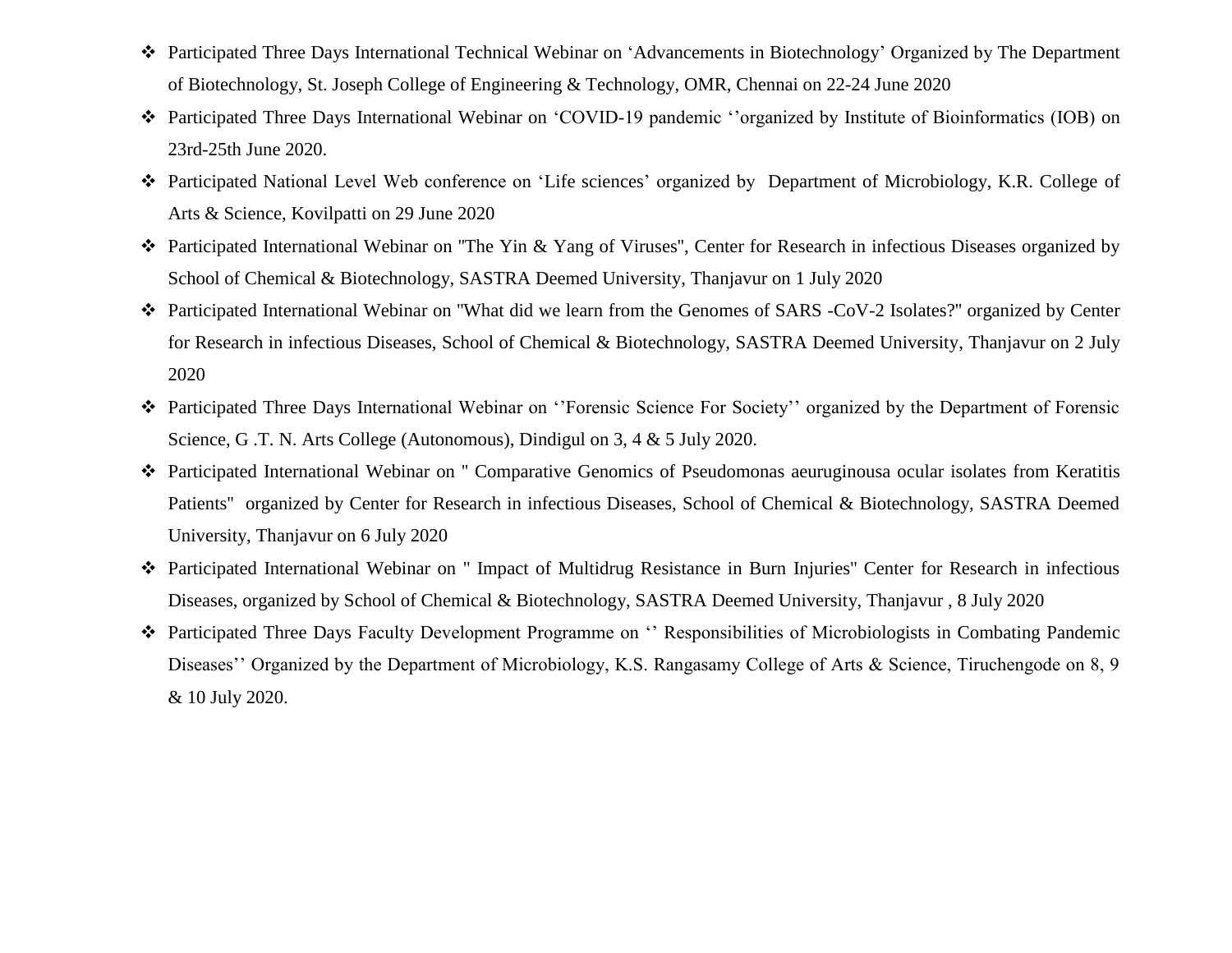- Participated Three Days International Technical Webinar on ‘Advancements in Biotechnology’ Organized by The Department of Biotechnology, St. Joseph College of Engineering & Technology, OMR, Chennai on 22-24 June 2020
- Participated Three Days International Webinar on ‘COVID-19 pandemic ‘’organized by Institute of Bioinformatics (IOB) on 23rd-25th June 2020.
- Participated National Level Web conference on ‘Life sciences’ organized by Department of Microbiology, K.R. College of Arts & Science, Kovilpatti on 29 June 2020
- Participated International Webinar on "The Yin & Yang of Viruses", Center for Research in infectious Diseases organized by School of Chemical & Biotechnology, SASTRA Deemed University, Thanjavur on 1 July 2020
- Participated International Webinar on "What did we learn from the Genomes of SARS -CoV-2 Isolates?" organized by Center for Research in infectious Diseases, School of Chemical & Biotechnology, SASTRA Deemed University, Thanjavur on 2 July 2020
- Participated Three Days International Webinar on ‘’Forensic Science For Society’’ organized by the Department of Forensic Science, G .T. N. Arts College (Autonomous), Dindigul on 3, 4 & 5 July 2020.
- Participated International Webinar on " Comparative Genomics of Pseudomonas aeuruginousa ocular isolates from Keratitis Patients" organized by Center for Research in infectious Diseases, School of Chemical & Biotechnology, SASTRA Deemed University, Thanjavur on 6 July 2020
- Participated International Webinar on " Impact of Multidrug Resistance in Burn Injuries" Center for Research in infectious Diseases, organized by School of Chemical & Biotechnology, SASTRA Deemed University, Thanjavur , 8 July 2020
- Participated Three Days Faculty Development Programme on ‘’ Responsibilities of Microbiologists in Combating Pandemic Diseases’’ Organized by the Department of Microbiology, K.S. Rangasamy College of Arts & Science, Tiruchengode on 8, 9 & 10 July 2020.